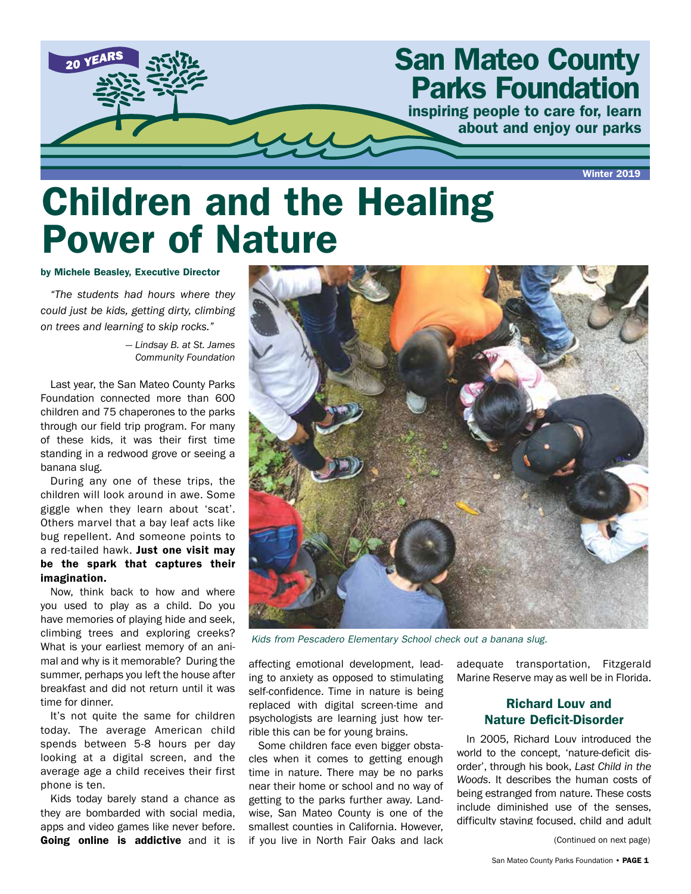# San Mateo County Parks Foundation

20 YEARS

**inspiring people to care for, learn about and enjoy our parks**

Winter 2019

# Children and the Healing Power of Nature

**by Michele Beasley, Executive Director**

*"The students had hours where they could just be kids, getting dirty, climbing on trees and learning to skip rocks."*

*— Lindsay B. at St. James Community Foundation*

Last year, the San Mateo County Parks Foundation connected more than 600 children and 75 chaperones to the parks through our field trip program. For many of these kids, it was their first time standing in a redwood grove or seeing a banana slug.

During any one of these trips, the children will look around in awe. Some giggle when they learn about 'scat'. Others marvel that a bay leaf acts like bug repellent. And someone points to a red-tailed hawk. **Just one visit may be the spark that captures their imagination.**

Now, think back to how and where you used to play as a child. Do you have memories of playing hide and seek, climbing trees and exploring creeks? What is your earliest memory of an animal and why is it memorable? During the summer, perhaps you left the house after breakfast and did not return until it was time for dinner.

It's not quite the same for children today. The average American child spends between 5-8 hours per day looking at a digital screen, and the average age a child receives their first phone is ten.

Kids today barely stand a chance as they are bombarded with social media, apps and video games like never before. **Going online is addictive** and it is affecting emotional development, leading to anxiety as opposed to stimulating self-confidence. Time in nature is being replaced with digital screen-time and psychologists are learning just how terrible this can be for young brains.

*Kids from Pescadero Elementary School check out a banana slug.*

Some children face even bigger obstacles when it comes to getting enough time in nature. There may be no parks near their home or school and no way of getting to the parks further away. Landwise, San Mateo County is one of the smallest counties in California. However, if you live in North Fair Oaks and lack adequate transportation, Fitzgerald Marine Reserve may as well be in Florida.

## Richard Louv and Nature Deficit-Disorder

In 2005, Richard Louv introduced the world to the concept, 'nature-deficit disorder', through his book, *Last Child in the Woods*. It describes the human costs of being estranged from nature. These costs include diminished use of the senses, difficulty staying focused, child and adult

(Continued on next page)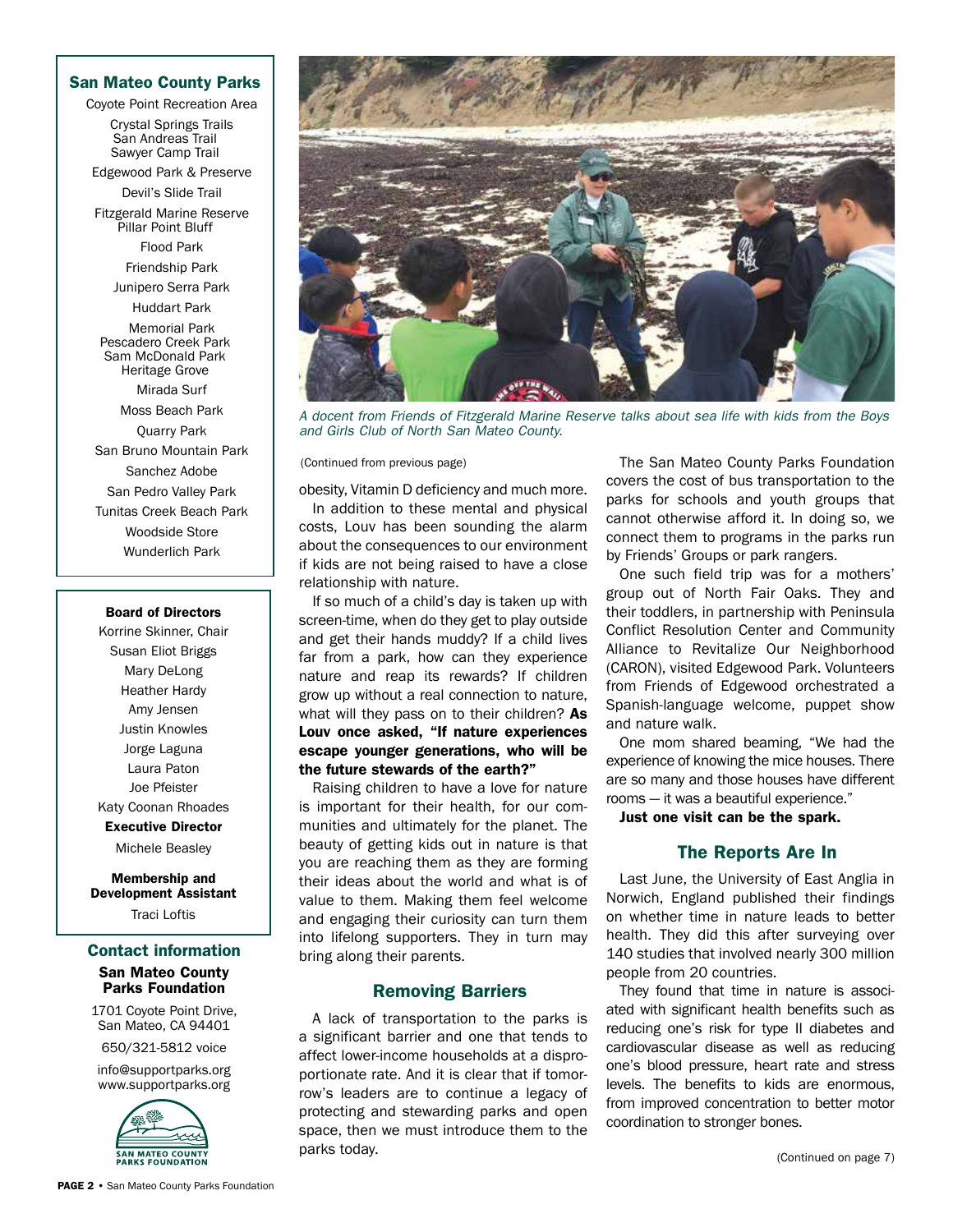## San Mateo County Parks

Coyote Point Recreation Area

Crystal Springs Trails
San Andreas Trail
Sawyer Camp Trail

Edgewood Park & Preserve

Devil's Slide Trail

Fitzgerald Marine Reserve
Pillar Point Bluff

Flood Park

Friendship Park

Junipero Serra Park

Huddart Park

Memorial Park
Pescadero Creek Park
Sam McDonald Park
Heritage Grove

Mirada Surf

Moss Beach Park

Quarry Park

San Bruno Mountain Park

Sanchez Adobe

San Pedro Valley Park

Tunitas Creek Beach Park

Woodside Store

Wunderlich Park

**Board of Directors**

Korrine Skinner, Chair
Susan Eliot Briggs
Mary DeLong
Heather Hardy
Amy Jensen
Justin Knowles
Jorge Laguna
Laura Paton
Joe Pfeister
Katy Coonan Rhoades

**Executive Director**

Michele Beasley

**Membership and Development Assistant**

Traci Loftis

## Contact information

**San Mateo County Parks Foundation**

1701 Coyote Point Drive,
San Mateo, CA 94401

650/321-5812 voice

info@supportparks.org
www.supportparks.org

SAN MATEO COUNTY PARKS FOUNDATION

*A docent from Friends of Fitzgerald Marine Reserve talks about sea life with kids from the Boys and Girls Club of North San Mateo County.*

(Continued from previous page)

obesity, Vitamin D deficiency and much more.

In addition to these mental and physical costs, Louv has been sounding the alarm about the consequences to our environment if kids are not being raised to have a close relationship with nature.

If so much of a child's day is taken up with screen-time, when do they get to play outside and get their hands muddy? If a child lives far from a park, how can they experience nature and reap its rewards? If children grow up without a real connection to nature, what will they pass on to their children? **As Louv once asked, "If nature experiences escape younger generations, who will be the future stewards of the earth?"**

Raising children to have a love for nature is important for their health, for our communities and ultimately for the planet. The beauty of getting kids out in nature is that you are reaching them as they are forming their ideas about the world and what is of value to them. Making them feel welcome and engaging their curiosity can turn them into lifelong supporters. They in turn may bring along their parents.

### Removing Barriers

A lack of transportation to the parks is a significant barrier and one that tends to affect lower-income households at a disproportionate rate. And it is clear that if tomorrow's leaders are to continue a legacy of protecting and stewarding parks and open space, then we must introduce them to the parks today.

The San Mateo County Parks Foundation covers the cost of bus transportation to the parks for schools and youth groups that cannot otherwise afford it. In doing so, we connect them to programs in the parks run by Friends' Groups or park rangers.

One such field trip was for a mothers' group out of North Fair Oaks. They and their toddlers, in partnership with Peninsula Conflict Resolution Center and Community Alliance to Revitalize Our Neighborhood (CARON), visited Edgewood Park. Volunteers from Friends of Edgewood orchestrated a Spanish-language welcome, puppet show and nature walk.

One mom shared beaming, "We had the experience of knowing the mice houses. There are so many and those houses have different rooms — it was a beautiful experience."

**Just one visit can be the spark.**

### The Reports Are In

Last June, the University of East Anglia in Norwich, England published their findings on whether time in nature leads to better health. They did this after surveying over 140 studies that involved nearly 300 million people from 20 countries.

They found that time in nature is associated with significant health benefits such as reducing one's risk for type II diabetes and cardiovascular disease as well as reducing one's blood pressure, heart rate and stress levels. The benefits to kids are enormous, from improved concentration to better motor coordination to stronger bones.

(Continued on page 7)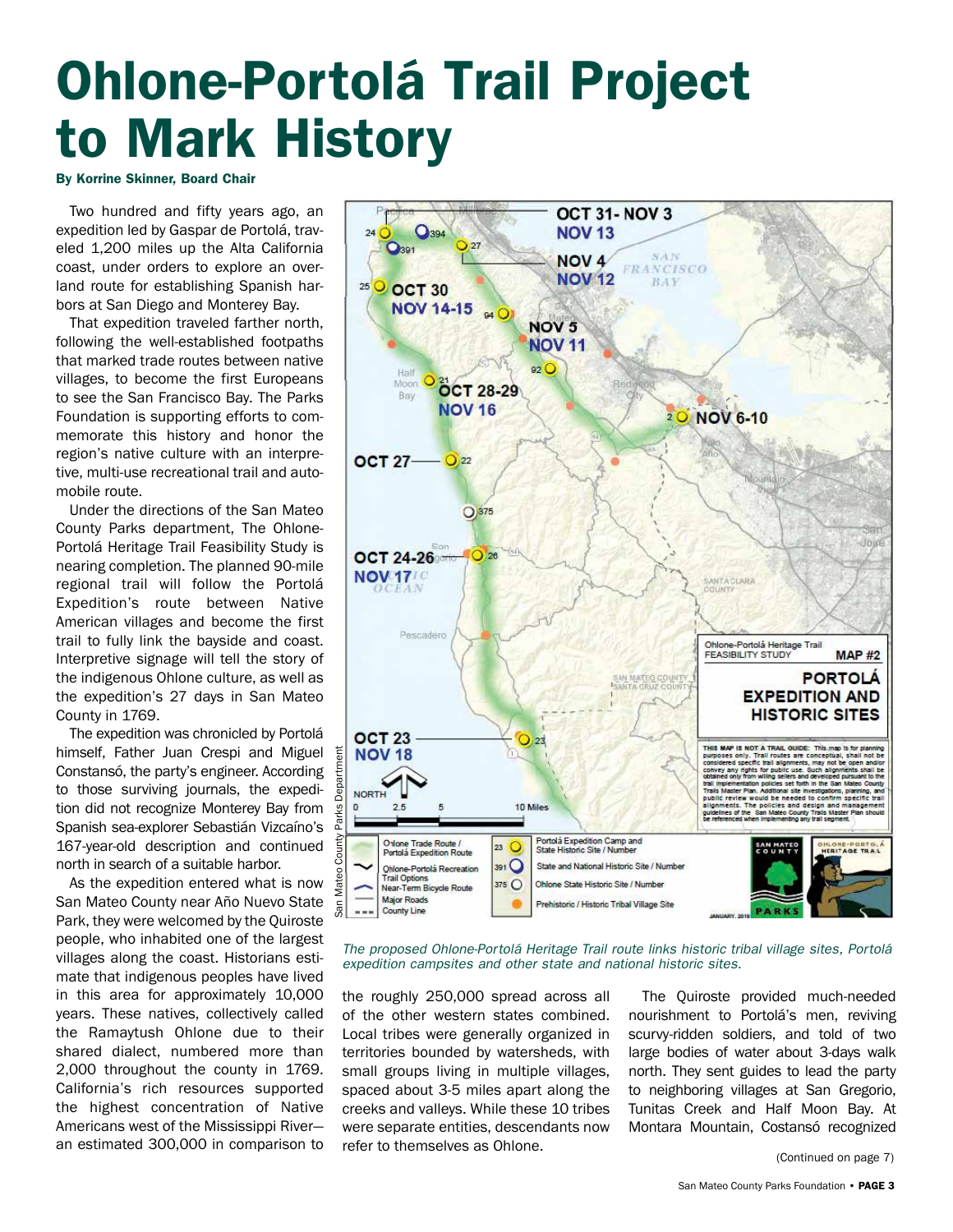# Ohlone-Portolá Trail Project to Mark History

**By Korrine Skinner, Board Chair**

Two hundred and fifty years ago, an expedition led by Gaspar de Portolá, traveled 1,200 miles up the Alta California coast, under orders to explore an overland route for establishing Spanish harbors at San Diego and Monterey Bay.

That expedition traveled farther north, following the well-established footpaths that marked trade routes between native villages, to become the first Europeans to see the San Francisco Bay. The Parks Foundation is supporting efforts to commemorate this history and honor the region's native culture with an interpretive, multi-use recreational trail and automobile route.

Under the directions of the San Mateo County Parks department, The Ohlone-Portolá Heritage Trail Feasibility Study is nearing completion. The planned 90-mile regional trail will follow the Portolá Expedition's route between Native American villages and become the first trail to fully link the bayside and coast. Interpretive signage will tell the story of the indigenous Ohlone culture, as well as the expedition's 27 days in San Mateo County in 1769.

The expedition was chronicled by Portolá himself, Father Juan Crespi and Miguel Constansó, the party's engineer. According to those surviving journals, the expedition did not recognize Monterey Bay from Spanish sea-explorer Sebastián Vizcaíno's 167-year-old description and continued north in search of a suitable harbor.

As the expedition entered what is now San Mateo County near Año Nuevo State Park, they were welcomed by the Quiroste people, who inhabited one of the largest villages along the coast. Historians estimate that indigenous peoples have lived in this area for approximately 10,000 years. These natives, collectively called the Ramaytush Ohlone due to their shared dialect, numbered more than 2,000 throughout the county in 1769. California's rich resources supported the highest concentration of Native Americans west of the Mississippi River—an estimated 300,000 in comparison to the roughly 250,000 spread across all of the other western states combined. Local tribes were generally organized in territories bounded by watersheds, with small groups living in multiple villages, spaced about 3-5 miles apart along the creeks and valleys. While these 10 tribes were separate entities, descendants now refer to themselves as Ohlone.

The Quiroste provided much-needed nourishment to Portolá's men, reviving scurvy-ridden soldiers, and told of two large bodies of water about 3-days walk north. They sent guides to lead the party to neighboring villages at San Gregorio, Tunitas Creek and Half Moon Bay. At Montara Mountain, Costansó recognized

*The proposed Ohlone-Portolá Heritage Trail route links historic tribal village sites, Portolá expedition campsites and other state and national historic sites.*

(Continued on page 7)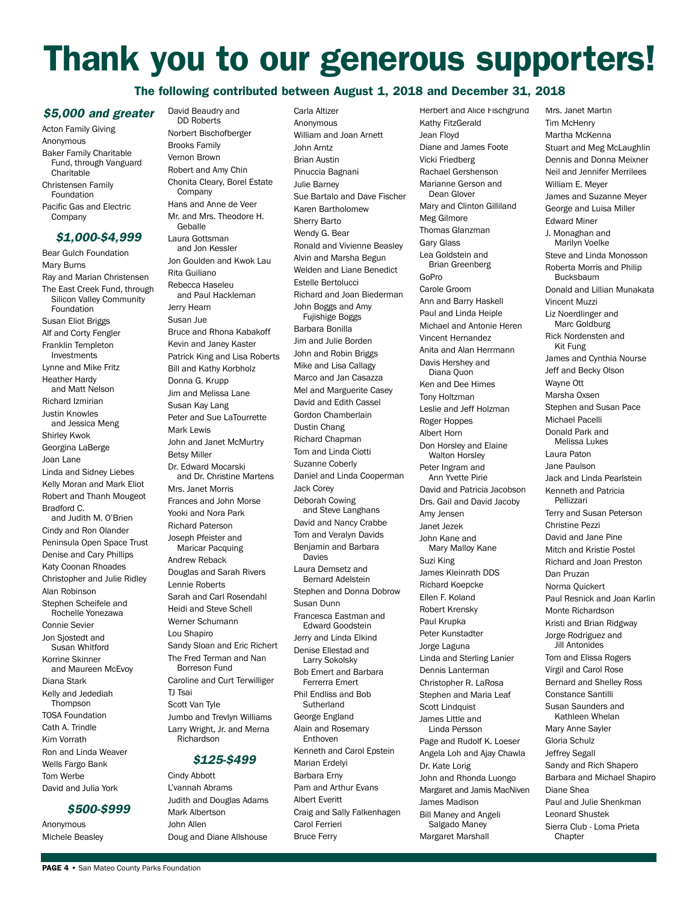# Thank you to our generous supporters!

## The following contributed between August 1, 2018 and December 31, 2018

### *$5,000 and greater*

Acton Family Giving
Anonymous
Baker Family Charitable Fund, through Vanguard Charitable
Christensen Family Foundation
Pacific Gas and Electric Company

### *$1,000-$4,999*

Bear Gulch Foundation
Mary Burns
Ray and Marian Christensen
The East Creek Fund, through Silicon Valley Community Foundation
Susan Eliot Briggs
Alf and Corty Fengler
Franklin Templeton Investments
Lynne and Mike Fritz
Heather Hardy and Matt Nelson
Richard Izmirian
Justin Knowles and Jessica Meng
Shirley Kwok
Georgina LaBerge
Joan Lane
Linda and Sidney Liebes
Kelly Moran and Mark Eliot
Robert and Thanh Mougeot
Bradford C. and Judith M. O'Brien
Cindy and Ron Olander
Peninsula Open Space Trust
Denise and Cary Phillips
Katy Coonan Rhoades
Christopher and Julie Ridley
Alan Robinson
Stephen Scheifele and Rochelle Yonezawa
Connie Sevier
Jon Sjostedt and Susan Whitford
Korrine Skinner and Maureen McEvoy
Diana Stark
Kelly and Jedediah Thompson
TOSA Foundation
Cath A. Trindle
Kim Vorrath
Ron and Linda Weaver
Wells Fargo Bank
Tom Werbe
David and Julia York

### *$500-$999*

Anonymous
Michele Beasley
David Beaudry and DD Roberts
Norbert Bischofberger
Brooks Family
Vernon Brown
Robert and Amy Chin
Chonita Cleary, Borel Estate Company
Hans and Anne de Veer
Mr. and Mrs. Theodore H. Geballe
Laura Gottsman and Jon Kessler
Jon Goulden and Kwok Lau
Rita Guiliano
Rebecca Haseleu and Paul Hackleman
Jerry Hearn
Susan Jue
Bruce and Rhona Kabakoff
Kevin and Janey Kaster
Patrick King and Lisa Roberts
Bill and Kathy Korbholz
Donna G. Krupp
Jim and Melissa Lane
Susan Kay Lang
Peter and Sue LaTourrette
Mark Lewis
John and Janet McMurtry
Betsy Miller
Dr. Edward Mocarski and Dr. Christine Martens
Mrs. Janet Morris
Frances and John Morse
Yooki and Nora Park
Richard Paterson
Joseph Pfeister and Maricar Pacquing
Andrew Reback
Douglas and Sarah Rivers
Lennie Roberts
Sarah and Carl Rosendahl
Heidi and Steve Schell
Werner Schumann
Lou Shapiro
Sandy Sloan and Eric Richert
The Fred Terman and Nan Borreson Fund
Caroline and Curt Terwilliger
TJ Tsai
Scott Van Tyle
Jumbo and Trevlyn Williams
Larry Wright, Jr. and Merna Richardson

### *$125-$499*

Cindy Abbott
L'vannah Abrams
Judith and Douglas Adams
Mark Albertson
John Allen
Doug and Diane Allshouse
Carla Altizer
Anonymous
William and Joan Arnett
John Arntz
Brian Austin
Pinuccia Bagnani
Julie Barney
Sue Bartalo and Dave Fischer
Karen Bartholomew
Sherry Barto
Wendy G. Bear
Ronald and Vivienne Beasley
Alvin and Marsha Begun
Welden and Liane Benedict
Estelle Bertolucci
Richard and Joan Biederman
John Boggs and Amy Fujishige Boggs
Barbara Bonilla
Jim and Julie Borden
John and Robin Briggs
Mike and Lisa Callagy
Marco and Jan Casazza
Mel and Marguerite Casey
David and Edith Cassel
Gordon Chamberlain
Dustin Chang
Richard Chapman
Tom and Linda Ciotti
Suzanne Coberly
Daniel and Linda Cooperman
Jack Corey
Deborah Cowing and Steve Langhans
David and Nancy Crabbe
Tom and Veralyn Davids
Benjamin and Barbara Davies
Laura Demsetz and Bernard Adelstein
Stephen and Donna Dobrow
Susan Dunn
Francesca Eastman and Edward Goodstein
Jerry and Linda Elkind
Denise Ellestad and Larry Sokolsky
Bob Emert and Barbara Ferrerra Emert
Phil Endliss and Bob Sutherland
George England
Alain and Rosemary Enthoven
Kenneth and Carol Epstein
Marian Erdelyi
Barbara Erny
Pam and Arthur Evans
Albert Everitt
Craig and Sally Falkenhagen
Carol Ferrieri
Bruce Ferry
Herbert and Alice Fischgrund
Kathy FitzGerald
Jean Floyd
Diane and James Foote
Vicki Friedberg
Rachael Gershenson
Marianne Gerson and Dean Glover
Mary and Clinton Gilliland
Meg Gilmore
Thomas Glanzman
Gary Glass
Lea Goldstein and Brian Greenberg
GoPro
Carole Groom
Ann and Barry Haskell
Paul and Linda Heiple
Michael and Antonie Heren
Vincent Hernandez
Anita and Alan Herrmann
Davis Hershey and Diana Quon
Ken and Dee Himes
Tony Holtzman
Leslie and Jeff Holzman
Roger Hoppes
Albert Horn
Don Horsley and Elaine Walton Horsley
Peter Ingram and Ann Yvette Pirie
David and Patricia Jacobson
Drs. Gail and David Jacoby
Amy Jensen
Janet Jezek
John Kane and Mary Malloy Kane
Suzi King
James Kleinrath DDS
Richard Koepcke
Ellen F. Koland
Robert Krensky
Paul Krupka
Peter Kunstadter
Jorge Laguna
Linda and Sterling Lanier
Dennis Lanterman
Christopher R. LaRosa
Stephen and Maria Leaf
Scott Lindquist
James Little and Linda Persson
Page and Rudolf K. Loeser
Angela Loh and Ajay Chawla
Dr. Kate Lorig
John and Rhonda Luongo
Margaret and Jamis MacNiven
James Madison
Bill Maney and Angeli Salgado Maney
Margaret Marshall
Mrs. Janet Martin
Tim McHenry
Martha McKenna
Stuart and Meg McLaughlin
Dennis and Donna Meixner
Neil and Jennifer Merrilees
William E. Meyer
James and Suzanne Meyer
George and Luisa Miller
Edward Miner
J. Monaghan and Marilyn Voelke
Steve and Linda Monosson
Roberta Morris and Philip Bucksbaum
Donald and Lillian Munakata
Vincent Muzzi
Liz Noerdlinger and Marc Goldburg
Rick Nordensten and Kit Fung
James and Cynthia Nourse
Jeff and Becky Olson
Wayne Ott
Marsha Oxsen
Stephen and Susan Pace
Michael Pacelli
Donald Park and Melissa Lukes
Laura Paton
Jane Paulson
Jack and Linda Pearlstein
Kenneth and Patricia Pellizzari
Terry and Susan Peterson
Christine Pezzi
David and Jane Pine
Mitch and Kristie Postel
Richard and Joan Preston
Dan Pruzan
Norma Quickert
Paul Resnick and Joan Karlin
Monte Richardson
Kristi and Brian Ridgway
Jorge Rodriguez and Jill Antonides
Tom and Elissa Rogers
Virgil and Carol Rose
Bernard and Shelley Ross
Constance Santilli
Susan Saunders and Kathleen Whelan
Mary Anne Sayler
Gloria Schulz
Jeffrey Segall
Sandy and Rich Shapero
Barbara and Michael Shapiro
Diane Shea
Paul and Julie Shenkman
Leonard Shustek
Sierra Club - Loma Prieta Chapter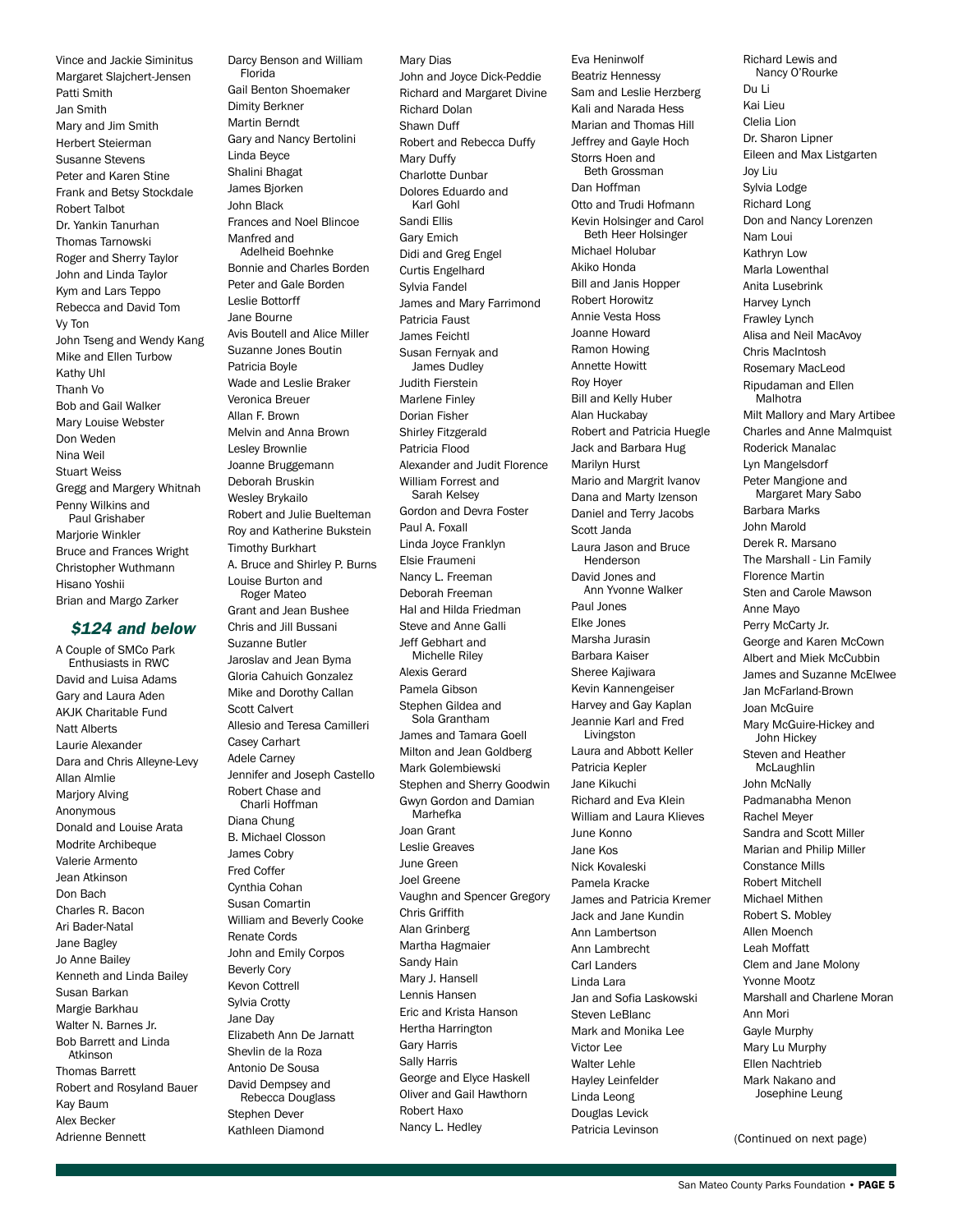Vince and Jackie Siminitus
Margaret Slajchert-Jensen
Patti Smith
Jan Smith
Mary and Jim Smith
Herbert Steierman
Susanne Stevens
Peter and Karen Stine
Frank and Betsy Stockdale
Robert Talbot
Dr. Yankin Tanurhan
Thomas Tarnowski
Roger and Sherry Taylor
John and Linda Taylor
Kym and Lars Teppo
Rebecca and David Tom
Vy Ton
John Tseng and Wendy Kang
Mike and Ellen Turbow
Kathy Uhl
Thanh Vo
Bob and Gail Walker
Mary Louise Webster
Don Weden
Nina Weil
Stuart Weiss
Gregg and Margery Whitnah
Penny Wilkins and Paul Grishaber
Marjorie Winkler
Bruce and Frances Wright
Christopher Wuthmann
Hisano Yoshii
Brian and Margo Zarker

### *$124 and below*

A Couple of SMCo Park Enthusiasts in RWC
David and Luisa Adams
Gary and Laura Aden
AKJK Charitable Fund
Natt Alberts
Laurie Alexander
Dara and Chris Alleyne-Levy
Allan Almlie
Marjory Alving
Anonymous
Donald and Louise Arata
Modrite Archibeque
Valerie Armento
Jean Atkinson
Don Bach
Charles R. Bacon
Ari Bader-Natal
Jane Bagley
Jo Anne Bailey
Kenneth and Linda Bailey
Susan Barkan
Margie Barkhau
Walter N. Barnes Jr.
Bob Barrett and Linda Atkinson
Thomas Barrett
Robert and Rosyland Bauer
Kay Baum
Alex Becker
Adrienne Bennett
Darcy Benson and William Florida
Gail Benton Shoemaker
Dimity Berkner
Martin Berndt
Gary and Nancy Bertolini
Linda Beyce
Shalini Bhagat
James Bjorken
John Black
Frances and Noel Blincoe
Manfred and Adelheid Boehnke
Bonnie and Charles Borden
Peter and Gale Borden
Leslie Bottorff
Jane Bourne
Avis Boutell and Alice Miller
Suzanne Jones Boutin
Patricia Boyle
Wade and Leslie Braker
Veronica Breuer
Allan F. Brown
Melvin and Anna Brown
Lesley Brownlie
Joanne Bruggemann
Deborah Bruskin
Wesley Brykailo
Robert and Julie Buelteman
Roy and Katherine Bukstein
Timothy Burkhart
A. Bruce and Shirley P. Burns
Louise Burton and Roger Mateo
Grant and Jean Bushee
Chris and Jill Bussani
Suzanne Butler
Jaroslav and Jean Byma
Gloria Cahuich Gonzalez
Mike and Dorothy Callan
Scott Calvert
Allesio and Teresa Camilleri
Casey Carhart
Adele Carney
Jennifer and Joseph Castello
Robert Chase and Charli Hoffman
Diana Chung
B. Michael Closson
James Cobry
Fred Coffer
Cynthia Cohan
Susan Comartin
William and Beverly Cooke
Renate Cords
John and Emily Corpos
Beverly Cory
Kevon Cottrell
Sylvia Crotty
Jane Day
Elizabeth Ann De Jarnatt
Shevlin de la Roza
Antonio De Sousa
David Dempsey and Rebecca Douglass
Stephen Dever
Kathleen Diamond
Mary Dias
John and Joyce Dick-Peddie
Richard and Margaret Divine
Richard Dolan
Shawn Duff
Robert and Rebecca Duffy
Mary Duffy
Charlotte Dunbar
Dolores Eduardo and Karl Gohl
Sandi Ellis
Gary Emich
Didi and Greg Engel
Curtis Engelhard
Sylvia Fandel
James and Mary Farrimond
Patricia Faust
James Feichtl
Susan Fernyak and James Dudley
Judith Fierstein
Marlene Finley
Dorian Fisher
Shirley Fitzgerald
Patricia Flood
Alexander and Judit Florence
William Forrest and Sarah Kelsey
Gordon and Devra Foster
Paul A. Foxall
Linda Joyce Franklyn
Elsie Fraumeni
Nancy L. Freeman
Deborah Freeman
Hal and Hilda Friedman
Steve and Anne Galli
Jeff Gebhart and Michelle Riley
Alexis Gerard
Pamela Gibson
Stephen Gildea and Sola Grantham
James and Tamara Goell
Milton and Jean Goldberg
Mark Golembiewski
Stephen and Sherry Goodwin
Gwyn Gordon and Damian Marhefka
Joan Grant
Leslie Greaves
June Green
Joel Greene
Vaughn and Spencer Gregory
Chris Griffith
Alan Grinberg
Martha Hagmaier
Sandy Hain
Mary J. Hansell
Lennis Hansen
Eric and Krista Hanson
Hertha Harrington
Gary Harris
Sally Harris
George and Elyce Haskell
Oliver and Gail Hawthorn
Robert Haxo
Nancy L. Hedley
Eva Heninwolf
Beatriz Hennessy
Sam and Leslie Herzberg
Kali and Narada Hess
Marian and Thomas Hill
Jeffrey and Gayle Hoch
Storrs Hoen and Beth Grossman
Dan Hoffman
Otto and Trudi Hofmann
Kevin Holsinger and Carol Beth Heer Holsinger
Michael Holubar
Akiko Honda
Bill and Janis Hopper
Robert Horowitz
Annie Vesta Hoss
Joanne Howard
Ramon Howing
Annette Howitt
Roy Hoyer
Bill and Kelly Huber
Alan Huckabay
Robert and Patricia Huegle
Jack and Barbara Hug
Marilyn Hurst
Mario and Margrit Ivanov
Dana and Marty Izenson
Daniel and Terry Jacobs
Scott Janda
Laura Jason and Bruce Henderson
David Jones and Ann Yvonne Walker
Paul Jones
Elke Jones
Marsha Jurasin
Barbara Kaiser
Sheree Kajiwara
Kevin Kannengeiser
Harvey and Gay Kaplan
Jeannie Karl and Fred Livingston
Laura and Abbott Keller
Patricia Kepler
Jane Kikuchi
Richard and Eva Klein
William and Laura Klieves
June Konno
Jane Kos
Nick Kovaleski
Pamela Kracke
James and Patricia Kremer
Jack and Jane Kundin
Ann Lambertson
Ann Lambrecht
Carl Landers
Linda Lara
Jan and Sofia Laskowski
Steven LeBlanc
Mark and Monika Lee
Victor Lee
Walter Lehle
Hayley Leinfelder
Linda Leong
Douglas Levick
Patricia Levinson
Richard Lewis and Nancy O'Rourke
Du Li
Kai Lieu
Clelia Lion
Dr. Sharon Lipner
Eileen and Max Listgarten
Joy Liu
Sylvia Lodge
Richard Long
Don and Nancy Lorenzen
Nam Loui
Kathryn Low
Marla Lowenthal
Anita Lusebrink
Harvey Lynch
Frawley Lynch
Alisa and Neil MacAvoy
Chris MacIntosh
Rosemary MacLeod
Ripudaman and Ellen Malhotra
Milt Mallory and Mary Artibee
Charles and Anne Malmquist
Roderick Manalac
Lyn Mangelsdorf
Peter Mangione and Margaret Mary Sabo
Barbara Marks
John Marold
Derek R. Marsano
The Marshall - Lin Family
Florence Martin
Sten and Carole Mawson
Anne Mayo
Perry McCarty Jr.
George and Karen McCown
Albert and Miek McCubbin
James and Suzanne McElwee
Jan McFarland-Brown
Joan McGuire
Mary McGuire-Hickey and John Hickey
Steven and Heather McLaughlin
John McNally
Padmanabha Menon
Rachel Meyer
Sandra and Scott Miller
Marian and Philip Miller
Constance Mills
Robert Mitchell
Michael Mithen
Robert S. Mobley
Allen Moench
Leah Moffatt
Clem and Jane Molony
Yvonne Mootz
Marshall and Charlene Moran
Ann Mori
Gayle Murphy
Mary Lu Murphy
Ellen Nachtrieb
Mark Nakano and Josephine Leung

(Continued on next page)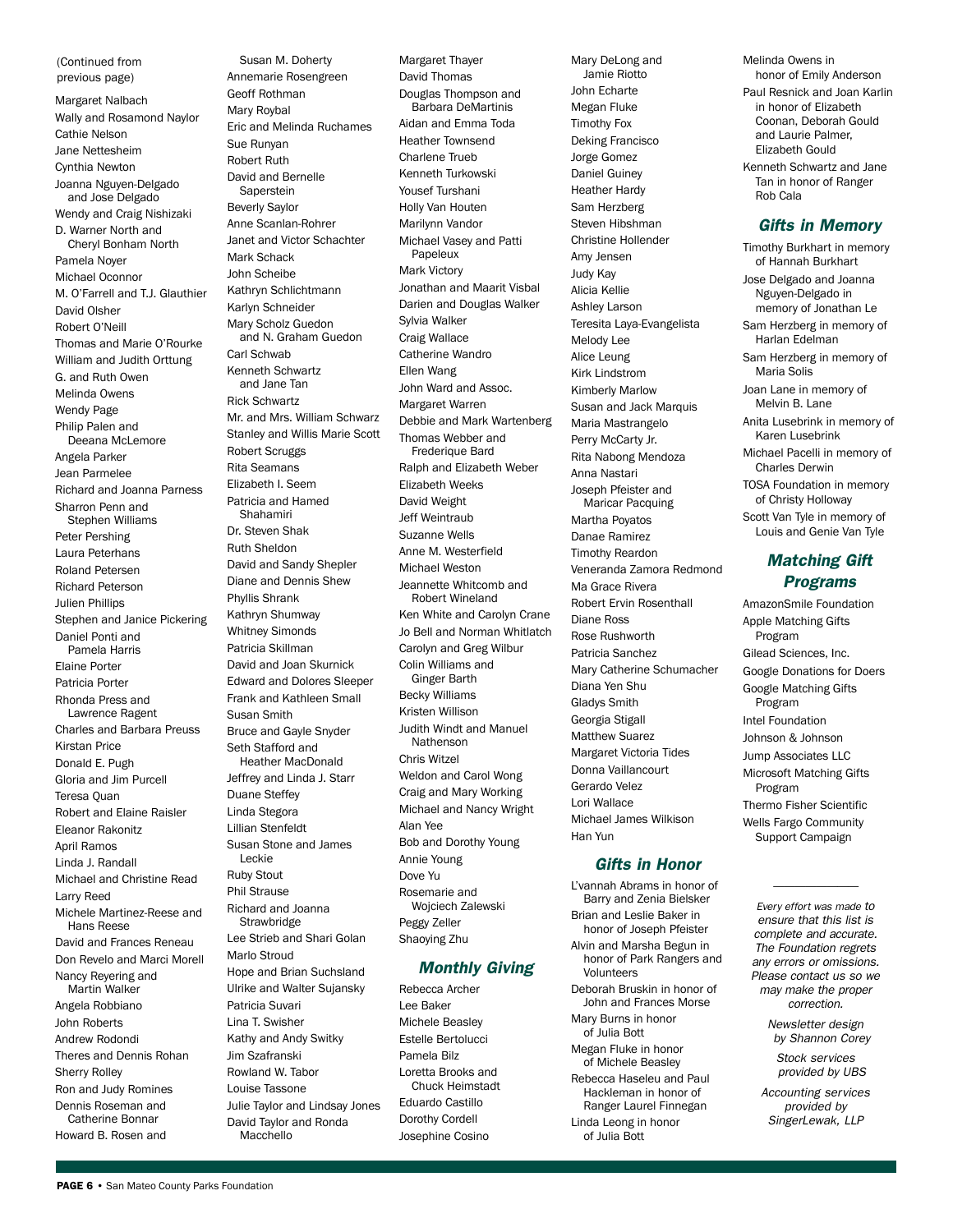(Continued from previous page)

Margaret Nalbach
Wally and Rosamond Naylor
Cathie Nelson
Jane Nettesheim
Cynthia Newton
Joanna Nguyen-Delgado and Jose Delgado
Wendy and Craig Nishizaki
D. Warner North and Cheryl Bonham North
Pamela Noyer
Michael Oconnor
M. O'Farrell and T.J. Glauthier
David Olsher
Robert O'Neill
Thomas and Marie O'Rourke
William and Judith Orttung
G. and Ruth Owen
Melinda Owens
Wendy Page
Philip Palen and Deeana McLemore
Angela Parker
Jean Parmelee
Richard and Joanna Parness
Sharron Penn and Stephen Williams
Peter Pershing
Laura Peterhans
Roland Petersen
Richard Peterson
Julien Phillips
Stephen and Janice Pickering
Daniel Ponti and Pamela Harris
Elaine Porter
Patricia Porter
Rhonda Press and Lawrence Ragent
Charles and Barbara Preuss
Kirstan Price
Donald E. Pugh
Gloria and Jim Purcell
Teresa Quan
Robert and Elaine Raisler
Eleanor Rakonitz
April Ramos
Linda J. Randall
Michael and Christine Read
Larry Reed
Michele Martinez-Reese and Hans Reese
David and Frances Reneau
Don Revelo and Marci Morell
Nancy Reyering and Martin Walker
Angela Robbiano
John Roberts
Andrew Rodondi
Theres and Dennis Rohan
Sherry Rolley
Ron and Judy Romines
Dennis Roseman and Catherine Bonnar
Howard B. Rosen and Susan M. Doherty
Annemarie Rosengreen
Geoff Rothman
Mary Roybal
Eric and Melinda Ruchames
Sue Runyan
Robert Ruth
David and Bernelle Saperstein
Beverly Saylor
Anne Scanlan-Rohrer
Janet and Victor Schachter
Mark Schack
John Scheibe
Kathryn Schlichtmann
Karlyn Schneider
Mary Scholz Guedon and N. Graham Guedon
Carl Schwab
Kenneth Schwartz and Jane Tan
Rick Schwartz
Mr. and Mrs. William Schwarz
Stanley and Willis Marie Scott
Robert Scruggs
Rita Seamans
Elizabeth I. Seem
Patricia and Hamed Shahamiri
Dr. Steven Shak
Ruth Sheldon
David and Sandy Shepler
Diane and Dennis Shew
Phyllis Shrank
Kathryn Shumway
Whitney Simonds
Patricia Skillman
David and Joan Skurnick
Edward and Dolores Sleeper
Frank and Kathleen Small
Susan Smith
Bruce and Gayle Snyder
Seth Stafford and Heather MacDonald
Jeffrey and Linda J. Starr
Duane Steffey
Linda Stegora
Lillian Stenfeldt
Susan Stone and James Leckie
Ruby Stout
Phil Strause
Richard and Joanna Strawbridge
Lee Strieb and Shari Golan
Marlo Stroud
Hope and Brian Suchsland
Ulrike and Walter Sujansky
Patricia Suvari
Lina T. Swisher
Kathy and Andy Switky
Jim Szafranski
Rowland W. Tabor
Louise Tassone
Julie Taylor and Lindsay Jones
David Taylor and Ronda Macchello
Margaret Thayer
David Thomas
Douglas Thompson and Barbara DeMartinis
Aidan and Emma Toda
Heather Townsend
Charlene Trueb
Kenneth Turkowski
Yousef Turshani
Holly Van Houten
Marilynn Vandor
Michael Vasey and Patti Papeleux
Mark Victory
Jonathan and Maarit Visbal
Darien and Douglas Walker
Sylvia Walker
Craig Wallace
Catherine Wandro
Ellen Wang
John Ward and Assoc.
Margaret Warren
Debbie and Mark Wartenberg
Thomas Webber and Frederique Bard
Ralph and Elizabeth Weber
Elizabeth Weeks
David Weight
Jeff Weintraub
Suzanne Wells
Anne M. Westerfield
Michael Weston
Jeannette Whitcomb and Robert Wineland
Ken White and Carolyn Crane
Jo Bell and Norman Whitlatch
Carolyn and Greg Wilbur
Colin Williams and Ginger Barth
Becky Williams
Kristen Willison
Judith Windt and Manuel Nathenson
Chris Witzel
Weldon and Carol Wong
Craig and Mary Working
Michael and Nancy Wright
Alan Yee
Bob and Dorothy Young
Annie Young
Dove Yu
Rosemarie and Wojciech Zalewski
Peggy Zeller
Shaoying Zhu

## *Monthly Giving*

Rebecca Archer
Lee Baker
Michele Beasley
Estelle Bertolucci
Pamela Bilz
Loretta Brooks and Chuck Heimstadt
Eduardo Castillo
Dorothy Cordell
Josephine Cosino
Mary DeLong and Jamie Riotto
John Echarte
Megan Fluke
Timothy Fox
Deking Francisco
Jorge Gomez
Daniel Guiney
Heather Hardy
Sam Herzberg
Steven Hibshman
Christine Hollender
Amy Jensen
Judy Kay
Alicia Kellie
Ashley Larson
Teresita Laya-Evangelista
Melody Lee
Alice Leung
Kirk Lindstrom
Kimberly Marlow
Susan and Jack Marquis
Maria Mastrangelo
Perry McCarty Jr.
Rita Nabong Mendoza
Anna Nastari
Joseph Pfeister and Maricar Pacquing
Martha Poyatos
Danae Ramirez
Timothy Reardon
Veneranda Zamora Redmond
Ma Grace Rivera
Robert Ervin Rosenthall
Diane Ross
Rose Rushworth
Patricia Sanchez
Mary Catherine Schumacher
Diana Yen Shu
Gladys Smith
Georgia Stigall
Matthew Suarez
Margaret Victoria Tides
Donna Vaillancourt
Gerardo Velez
Lori Wallace
Michael James Wilkison
Han Yun

## *Gifts in Honor*

L'vannah Abrams in honor of Barry and Zenia Bielsker
Brian and Leslie Baker in honor of Joseph Pfeister
Alvin and Marsha Begun in honor of Park Rangers and Volunteers
Deborah Bruskin in honor of John and Frances Morse
Mary Burns in honor of Julia Bott
Megan Fluke in honor of Michele Beasley
Rebecca Haseleu and Paul Hackleman in honor of Ranger Laurel Finnegan
Linda Leong in honor of Julia Bott
Melinda Owens in honor of Emily Anderson
Paul Resnick and Joan Karlin in honor of Elizabeth Coonan, Deborah Gould and Laurie Palmer, Elizabeth Gould
Kenneth Schwartz and Jane Tan in honor of Ranger Rob Cala

## *Gifts in Memory*

Timothy Burkhart in memory of Hannah Burkhart
Jose Delgado and Joanna Nguyen-Delgado in memory of Jonathan Le
Sam Herzberg in memory of Harlan Edelman
Sam Herzberg in memory of Maria Solis
Joan Lane in memory of Melvin B. Lane
Anita Lusebrink in memory of Karen Lusebrink
Michael Pacelli in memory of Charles Derwin
TOSA Foundation in memory of Christy Holloway
Scott Van Tyle in memory of Louis and Genie Van Tyle

## *Matching Gift Programs*

AmazonSmile Foundation
Apple Matching Gifts Program
Gilead Sciences, Inc.
Google Donations for Doers
Google Matching Gifts Program
Intel Foundation
Johnson & Johnson
Jump Associates LLC
Microsoft Matching Gifts Program
Thermo Fisher Scientific
Wells Fargo Community Support Campaign

---

*Every effort was made to ensure that this list is complete and accurate. The Foundation regrets any errors or omissions. Please contact us so we may make the proper correction.*

*Newsletter design by Shannon Corey*

*Stock services provided by UBS*

*Accounting services provided by SingerLewak, LLP*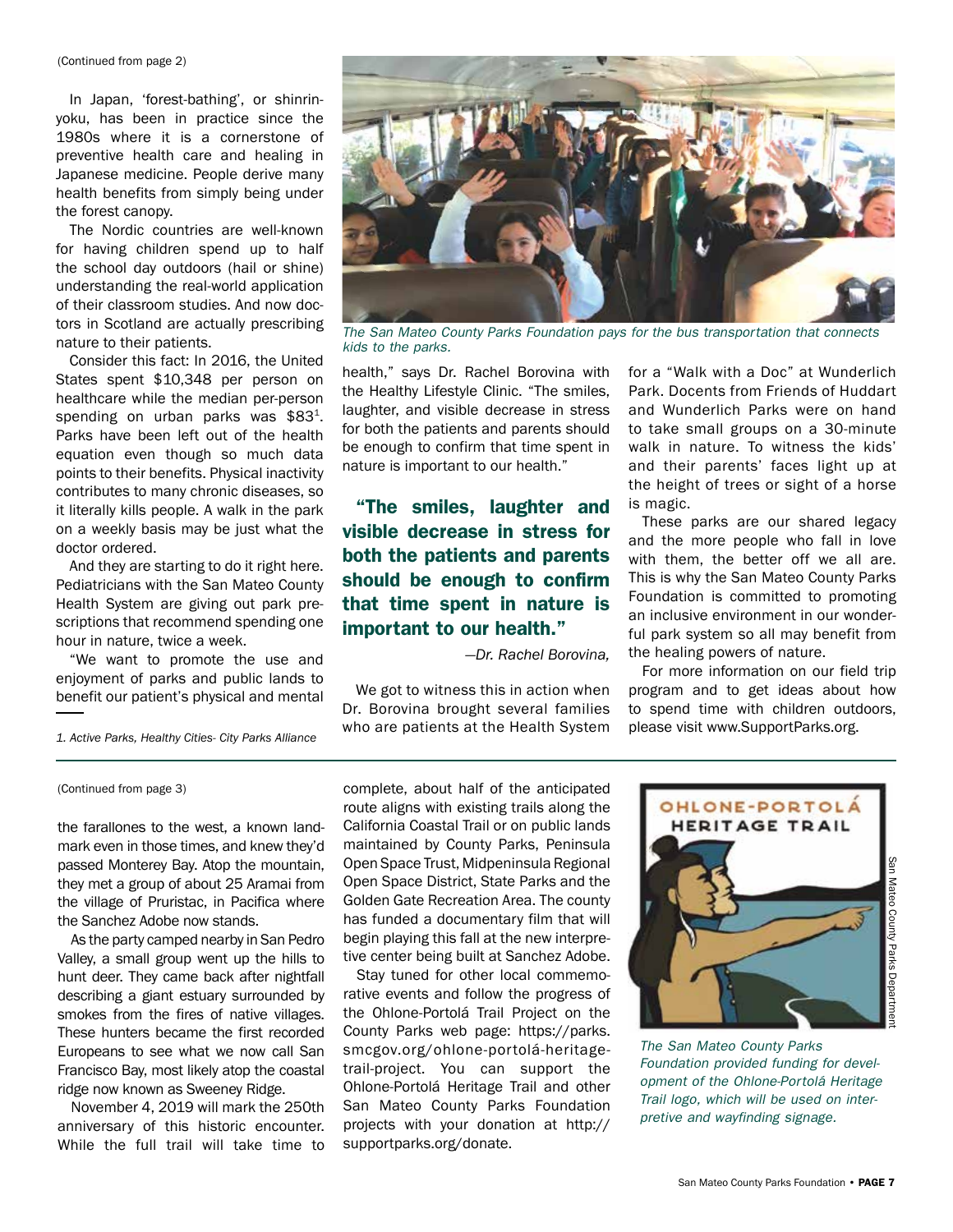(Continued from page 2)

In Japan, 'forest-bathing', or shinrin-yoku, has been in practice since the 1980s where it is a cornerstone of preventive health care and healing in Japanese medicine. People derive many health benefits from simply being under the forest canopy.

The Nordic countries are well-known for having children spend up to half the school day outdoors (hail or shine) understanding the real-world application of their classroom studies. And now doctors in Scotland are actually prescribing nature to their patients.

Consider this fact: In 2016, the United States spent $10,348 per person on healthcare while the median per-person spending on urban parks was $83[1]. Parks have been left out of the health equation even though so much data points to their benefits. Physical inactivity contributes to many chronic diseases, so it literally kills people. A walk in the park on a weekly basis may be just what the doctor ordered.

And they are starting to do it right here. Pediatricians with the San Mateo County Health System are giving out park prescriptions that recommend spending one hour in nature, twice a week.

"We want to promote the use and enjoyment of parks and public lands to benefit our patient's physical and mental health," says Dr. Rachel Borovina with the Healthy Lifestyle Clinic. "The smiles, laughter, and visible decrease in stress for both the patients and parents should be enough to confirm that time spent in nature is important to our health."

*The San Mateo County Parks Foundation pays for the bus transportation that connects kids to the parks.*

**"The smiles, laughter and visible decrease in stress for both the patients and parents should be enough to confirm that time spent in nature is important to our health."**

*—Dr. Rachel Borovina,*

We got to witness this in action when Dr. Borovina brought several families who are patients at the Health System for a "Walk with a Doc" at Wunderlich Park. Docents from Friends of Huddart and Wunderlich Parks were on hand to take small groups on a 30-minute walk in nature. To witness the kids' and their parents' faces light up at the height of trees or sight of a horse is magic.

These parks are our shared legacy and the more people who fall in love with them, the better off we all are. This is why the San Mateo County Parks Foundation is committed to promoting an inclusive environment in our wonderful park system so all may benefit from the healing powers of nature.

For more information on our field trip program and to get ideas about how to spend time with children outdoors, please visit www.SupportParks.org.

*1. Active Parks, Healthy Cities- City Parks Alliance*

---

(Continued from page 3)

the farallones to the west, a known landmark even in those times, and knew they'd passed Monterey Bay. Atop the mountain, they met a group of about 25 Aramai from the village of Pruristac, in Pacifica where the Sanchez Adobe now stands.

As the party camped nearby in San Pedro Valley, a small group went up the hills to hunt deer. They came back after nightfall describing a giant estuary surrounded by smokes from the fires of native villages. These hunters became the first recorded Europeans to see what we now call San Francisco Bay, most likely atop the coastal ridge now known as Sweeney Ridge.

November 4, 2019 will mark the 250th anniversary of this historic encounter. While the full trail will take time to complete, about half of the anticipated route aligns with existing trails along the California Coastal Trail or on public lands maintained by County Parks, Peninsula Open Space Trust, Midpeninsula Regional Open Space District, State Parks and the Golden Gate Recreation Area. The county has funded a documentary film that will begin playing this fall at the new interpretive center being built at Sanchez Adobe.

Stay tuned for other local commemorative events and follow the progress of the Ohlone-Portolá Trail Project on the County Parks web page: https://parks.smcgov.org/ohlone-portolá-heritage-trail-project. You can support the Ohlone-Portolá Heritage Trail and other San Mateo County Parks Foundation projects with your donation at http://supportparks.org/donate.

OHLONE-PORTOLÁ HERITAGE TRAIL

San Mateo County Parks Department

*The San Mateo County Parks Foundation provided funding for development of the Ohlone-Portolá Heritage Trail logo, which will be used on interpretive and wayfinding signage.*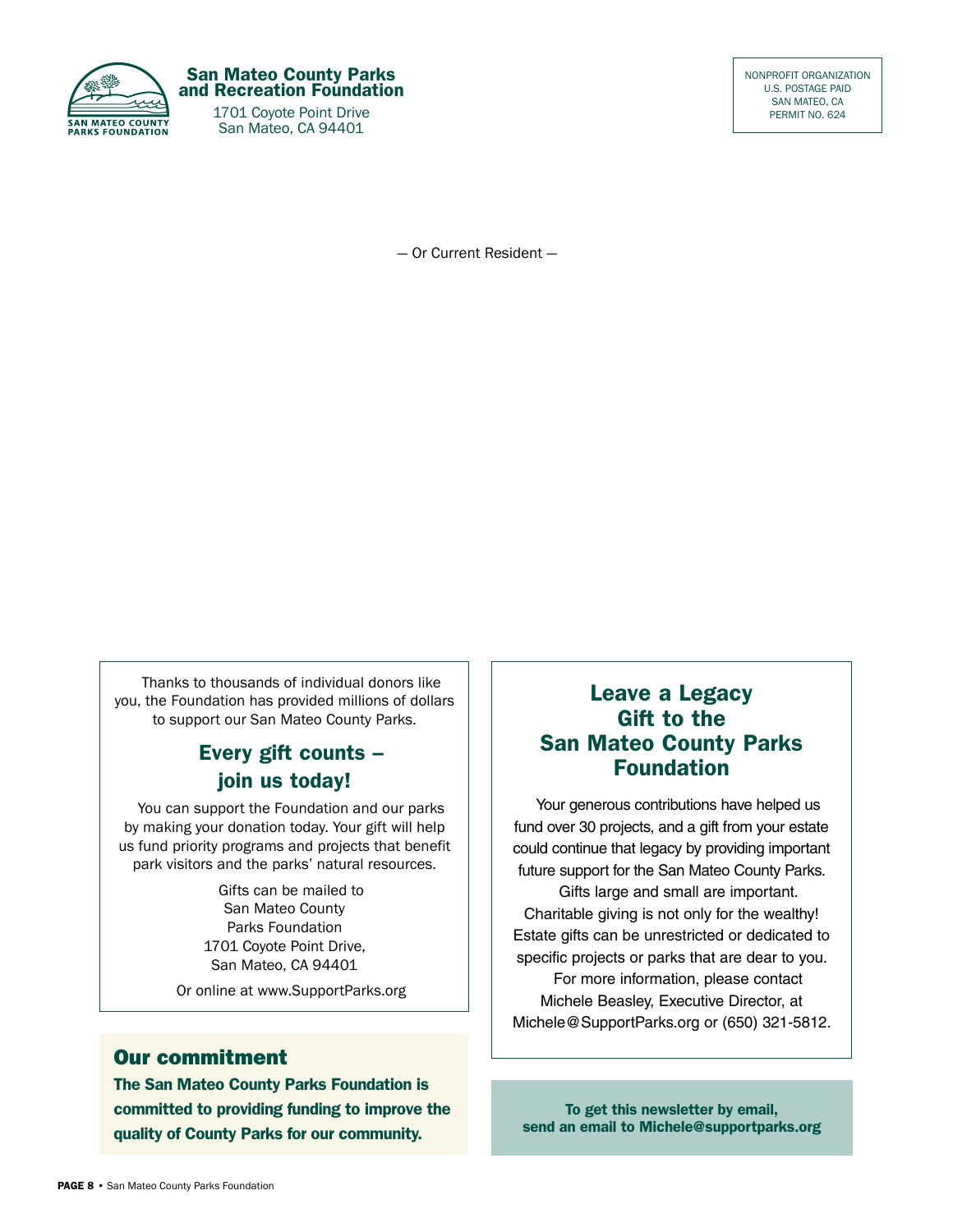**San Mateo County Parks and Recreation Foundation**
1701 Coyote Point Drive
San Mateo, CA 94401

NONPROFIT ORGANIZATION
U.S. POSTAGE PAID
SAN MATEO, CA
PERMIT NO. 624

— Or Current Resident —

Thanks to thousands of individual donors like you, the Foundation has provided millions of dollars to support our San Mateo County Parks.

## Every gift counts – join us today!

You can support the Foundation and our parks by making your donation today. Your gift will help us fund priority programs and projects that benefit park visitors and the parks' natural resources.

Gifts can be mailed to
San Mateo County
Parks Foundation
1701 Coyote Point Drive,
San Mateo, CA 94401

Or online at www.SupportParks.org

## Our commitment

**The San Mateo County Parks Foundation is committed to providing funding to improve the quality of County Parks for our community.**

## Leave a Legacy Gift to the San Mateo County Parks Foundation

Your generous contributions have helped us fund over 30 projects, and a gift from your estate could continue that legacy by providing important future support for the San Mateo County Parks.

Gifts large and small are important. Charitable giving is not only for the wealthy! Estate gifts can be unrestricted or dedicated to specific projects or parks that are dear to you.

For more information, please contact Michele Beasley, Executive Director, at Michele@SupportParks.org or (650) 321-5812.

**To get this newsletter by email, send an email to Michele@supportparks.org**